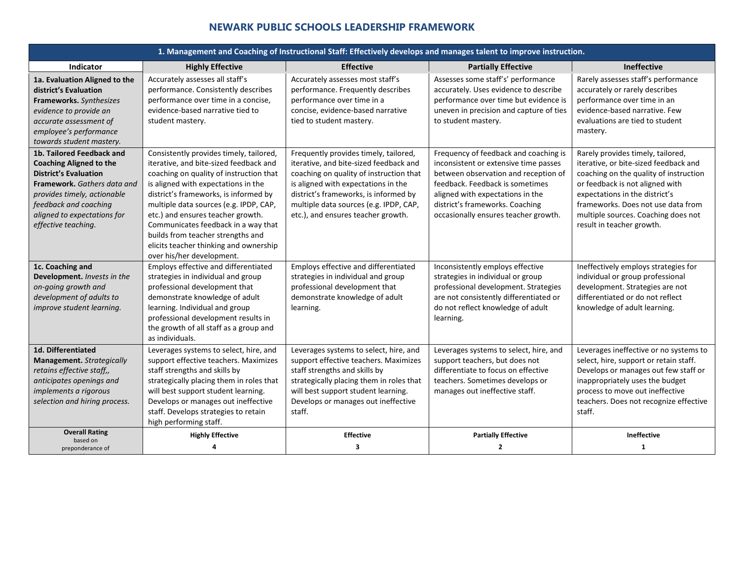# NEWARK PUBLIC SCHOOLS LEADERSHIP FRAMEWORK

| 1. Management and Coaching of Instructional Staff: Effectively develops and manages talent to improve instruction. | | | | |
|---|---|---|---|---|
| **Indicator** | **Highly Effective** | **Effective** | **Partially Effective** | **Ineffective** |
| **1a. Evaluation Aligned to the district's Evaluation Frameworks.** *Synthesizes evidence to provide an accurate assessment of employee's performance towards student mastery.* | Accurately assesses all staff's performance. Consistently describes performance over time in a concise, evidence-based narrative tied to student mastery. | Accurately assesses most staff's performance. Frequently describes performance over time in a concise, evidence-based narrative tied to student mastery. | Assesses some staff's' performance accurately. Uses evidence to describe performance over time but evidence is uneven in precision and capture of ties to student mastery. | Rarely assesses staff's performance accurately or rarely describes performance over time in an evidence-based narrative. Few evaluations are tied to student mastery. |
| **1b. Tailored Feedback and Coaching Aligned to the District's Evaluation Framework.** *Gathers data and provides timely, actionable feedback and coaching aligned to expectations for effective teaching.* | Consistently provides timely, tailored, iterative, and bite-sized feedback and coaching on quality of instruction that is aligned with expectations in the district's frameworks, is informed by multiple data sources (e.g. IPDP, CAP, etc.) and ensures teacher growth. Communicates feedback in a way that builds from teacher strengths and elicits teacher thinking and ownership over his/her development. | Frequently provides timely, tailored, iterative, and bite-sized feedback and coaching on quality of instruction that is aligned with expectations in the district's frameworks, is informed by multiple data sources (e.g. IPDP, CAP, etc.), and ensures teacher growth. | Frequency of feedback and coaching is inconsistent or extensive time passes between observation and reception of feedback. Feedback is sometimes aligned with expectations in the district's frameworks. Coaching occasionally ensures teacher growth. | Rarely provides timely, tailored, iterative, or bite-sized feedback and coaching on the quality of instruction or feedback is not aligned with expectations in the district's frameworks. Does not use data from multiple sources. Coaching does not result in teacher growth. |
| **1c. Coaching and Development.** *Invests in the on-going growth and development of adults to improve student learning.* | Employs effective and differentiated strategies in individual and group professional development that demonstrate knowledge of adult learning. Individual and group professional development results in the growth of all staff as a group and as individuals. | Employs effective and differentiated strategies in individual and group professional development that demonstrate knowledge of adult learning. | Inconsistently employs effective strategies in individual or group professional development. Strategies are not consistently differentiated or do not reflect knowledge of adult learning. | Ineffectively employs strategies for individual or group professional development. Strategies are not differentiated or do not reflect knowledge of adult learning. |
| **1d. Differentiated Management.** *Strategically retains effective staff,, anticipates openings and implements a rigorous selection and hiring process.* | Leverages systems to select, hire, and support effective teachers. Maximizes staff strengths and skills by strategically placing them in roles that will best support student learning. Develops or manages out ineffective staff. Develops strategies to retain high performing staff. | Leverages systems to select, hire, and support effective teachers. Maximizes staff strengths and skills by strategically placing them in roles that will best support student learning. Develops or manages out ineffective staff. | Leverages systems to select, hire, and support teachers, but does not differentiate to focus on effective teachers. Sometimes develops or manages out ineffective staff. | Leverages ineffective or no systems to select, hire, support or retain staff. Develops or manages out few staff or inappropriately uses the budget process to move out ineffective teachers. Does not recognize effective staff. |
| **Overall Rating** based on preponderance of | **Highly Effective** **4** | **Effective** **3** | **Partially Effective** **2** | **Ineffective** **1** |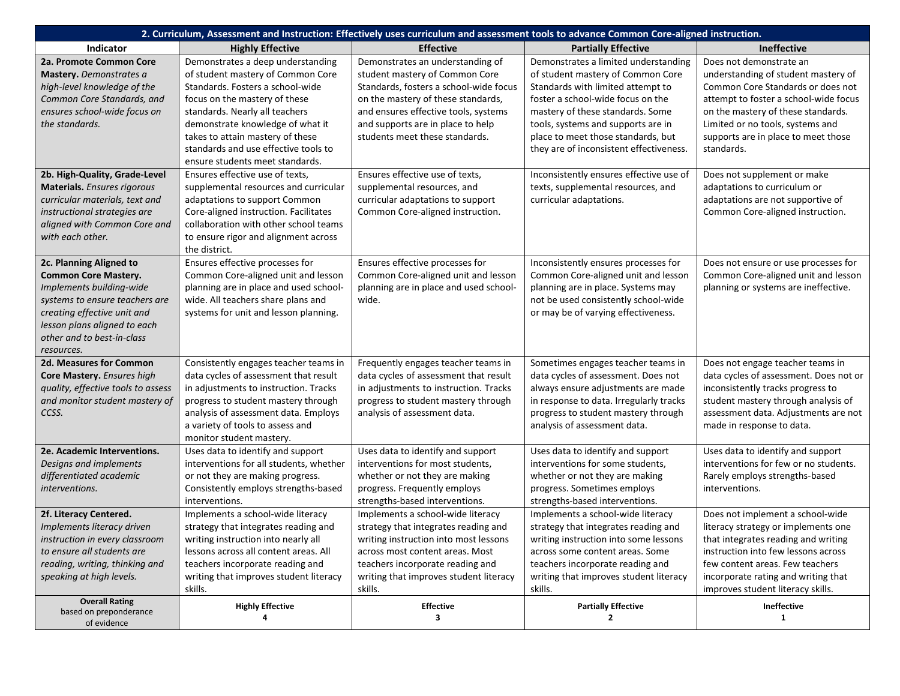| 2. Curriculum, Assessment and Instruction: Effectively uses curriculum and assessment tools to advance Common Core-aligned instruction. | | | | |
|---|---|---|---|---|
| **Indicator** | **Highly Effective** | **Effective** | **Partially Effective** | **Ineffective** |
| **2a. Promote Common Core Mastery.** *Demonstrates a high-level knowledge of the Common Core Standards, and ensures school-wide focus on the standards.* | Demonstrates a deep understanding of student mastery of Common Core Standards. Fosters a school-wide focus on the mastery of these standards. Nearly all teachers demonstrate knowledge of what it takes to attain mastery of these standards and use effective tools to ensure students meet standards. | Demonstrates an understanding of student mastery of Common Core Standards, fosters a school-wide focus on the mastery of these standards, and ensures effective tools, systems and supports are in place to help students meet these standards. | Demonstrates a limited understanding of student mastery of Common Core Standards with limited attempt to foster a school-wide focus on the mastery of these standards. Some tools, systems and supports are in place to meet those standards, but they are of inconsistent effectiveness. | Does not demonstrate an understanding of student mastery of Common Core Standards or does not attempt to foster a school-wide focus on the mastery of these standards. Limited or no tools, systems and supports are in place to meet those standards. |
| **2b. High-Quality, Grade-Level Materials.** *Ensures rigorous curricular materials, text and instructional strategies are aligned with Common Core and with each other.* | Ensures effective use of texts, supplemental resources and curricular adaptations to support Common Core-aligned instruction. Facilitates collaboration with other school teams to ensure rigor and alignment across the district. | Ensures effective use of texts, supplemental resources, and curricular adaptations to support Common Core-aligned instruction. | Inconsistently ensures effective use of texts, supplemental resources, and curricular adaptations. | Does not supplement or make adaptations to curriculum or adaptations are not supportive of Common Core-aligned instruction. |
| **2c. Planning Aligned to Common Core Mastery.** *Implements building-wide systems to ensure teachers are creating effective unit and lesson plans aligned to each other and to best-in-class resources.* | Ensures effective processes for Common Core-aligned unit and lesson planning are in place and used school-wide. All teachers share plans and systems for unit and lesson planning. | Ensures effective processes for Common Core-aligned unit and lesson planning are in place and used school-wide. | Inconsistently ensures processes for Common Core-aligned unit and lesson planning are in place. Systems may not be used consistently school-wide or may be of varying effectiveness. | Does not ensure or use processes for Common Core-aligned unit and lesson planning or systems are ineffective. |
| **2d. Measures for Common Core Mastery.** *Ensures high quality, effective tools to assess and monitor student mastery of CCSS.* | Consistently engages teacher teams in data cycles of assessment that result in adjustments to instruction. Tracks progress to student mastery through analysis of assessment data. Employs a variety of tools to assess and monitor student mastery. | Frequently engages teacher teams in data cycles of assessment that result in adjustments to instruction. Tracks progress to student mastery through analysis of assessment data. | Sometimes engages teacher teams in data cycles of assessment. Does not always ensure adjustments are made in response to data. Irregularly tracks progress to student mastery through analysis of assessment data. | Does not engage teacher teams in data cycles of assessment. Does not or inconsistently tracks progress to student mastery through analysis of assessment data. Adjustments are not made in response to data. |
| **2e. Academic Interventions.** *Designs and implements differentiated academic interventions.* | Uses data to identify and support interventions for all students, whether or not they are making progress. Consistently employs strengths-based interventions. | Uses data to identify and support interventions for most students, whether or not they are making progress. Frequently employs strengths-based interventions. | Uses data to identify and support interventions for some students, whether or not they are making progress. Sometimes employs strengths-based interventions. | Uses data to identify and support interventions for few or no students. Rarely employs strengths-based interventions. |
| **2f. Literacy Centered.** *Implements literacy driven instruction in every classroom to ensure all students are reading, writing, thinking and speaking at high levels.* | Implements a school-wide literacy strategy that integrates reading and writing instruction into nearly all lessons across all content areas. All teachers incorporate reading and writing that improves student literacy skills. | Implements a school-wide literacy strategy that integrates reading and writing instruction into most lessons across most content areas. Most teachers incorporate reading and writing that improves student literacy skills. | Implements a school-wide literacy strategy that integrates reading and writing instruction into some lessons across some content areas. Some teachers incorporate reading and writing that improves student literacy skills. | Does not implement a school-wide literacy strategy or implements one that integrates reading and writing instruction into few lessons across few content areas. Few teachers incorporate rating and writing that improves student literacy skills. |
| **Overall Rating** based on preponderance of evidence | **Highly Effective 4** | **Effective 3** | **Partially Effective 2** | **Ineffective 1** |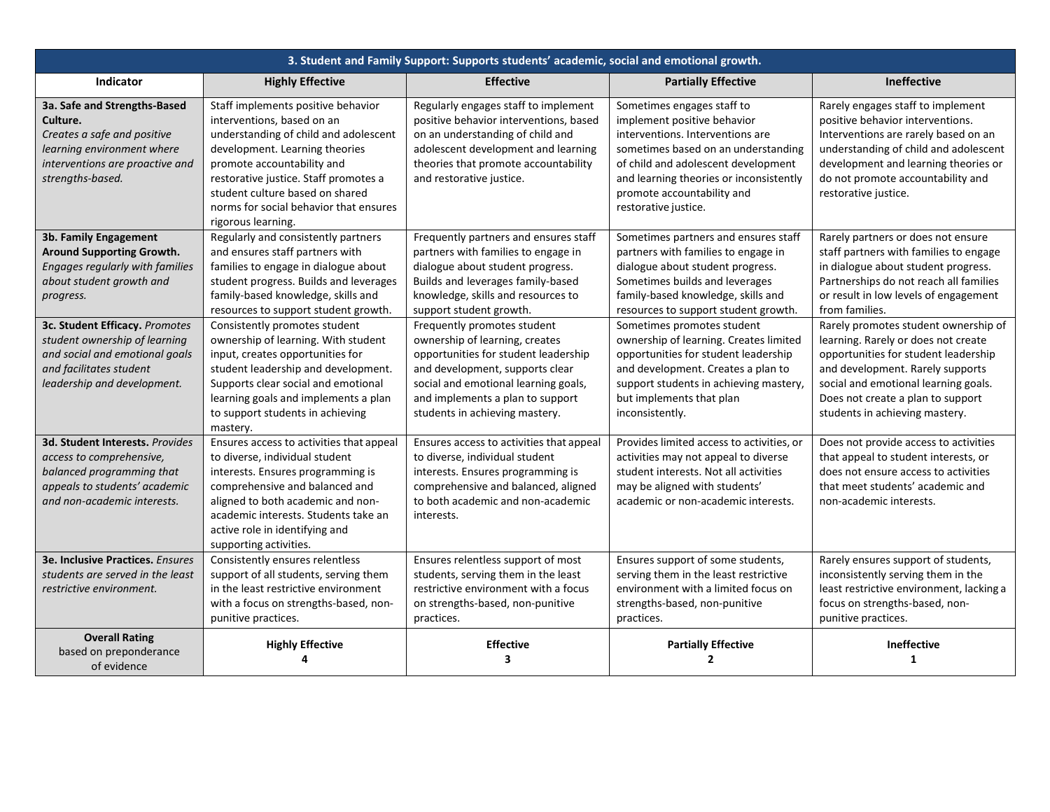| 3. Student and Family Support: Supports students' academic, social and emotional growth. | | | | |
|---|---|---|---|---|
| **Indicator** | **Highly Effective** | **Effective** | **Partially Effective** | **Ineffective** |
| **3a. Safe and Strengths-Based Culture.** *Creates a safe and positive learning environment where interventions are proactive and strengths-based.* | Staff implements positive behavior interventions, based on an understanding of child and adolescent development. Learning theories promote accountability and restorative justice. Staff promotes a student culture based on shared norms for social behavior that ensures rigorous learning. | Regularly engages staff to implement positive behavior interventions, based on an understanding of child and adolescent development and learning theories that promote accountability and restorative justice. | Sometimes engages staff to implement positive behavior interventions. Interventions are sometimes based on an understanding of child and adolescent development and learning theories or inconsistently promote accountability and restorative justice. | Rarely engages staff to implement positive behavior interventions. Interventions are rarely based on an understanding of child and adolescent development and learning theories or do not promote accountability and restorative justice. |
| **3b. Family Engagement Around Supporting Growth.** *Engages regularly with families about student growth and progress.* | Regularly and consistently partners and ensures staff partners with families to engage in dialogue about student progress. Builds and leverages family-based knowledge, skills and resources to support student growth. | Frequently partners and ensures staff partners with families to engage in dialogue about student progress. Builds and leverages family-based knowledge, skills and resources to support student growth. | Sometimes partners and ensures staff partners with families to engage in dialogue about student progress. Sometimes builds and leverages family-based knowledge, skills and resources to support student growth. | Rarely partners or does not ensure staff partners with families to engage in dialogue about student progress. Partnerships do not reach all families or result in low levels of engagement from families. |
| **3c. Student Efficacy.** *Promotes student ownership of learning and social and emotional goals and facilitates student leadership and development.* | Consistently promotes student ownership of learning. With student input, creates opportunities for student leadership and development. Supports clear social and emotional learning goals and implements a plan to support students in achieving mastery. | Frequently promotes student ownership of learning, creates opportunities for student leadership and development, supports clear social and emotional learning goals, and implements a plan to support students in achieving mastery. | Sometimes promotes student ownership of learning. Creates limited opportunities for student leadership and development. Creates a plan to support students in achieving mastery, but implements that plan inconsistently. | Rarely promotes student ownership of learning. Rarely or does not create opportunities for student leadership and development. Rarely supports social and emotional learning goals. Does not create a plan to support students in achieving mastery. |
| **3d. Student Interests.** *Provides access to comprehensive, balanced programming that appeals to students' academic and non-academic interests.* | Ensures access to activities that appeal to diverse, individual student interests. Ensures programming is comprehensive and balanced and aligned to both academic and non-academic interests. Students take an active role in identifying and supporting activities. | Ensures access to activities that appeal to diverse, individual student interests. Ensures programming is comprehensive and balanced, aligned to both academic and non-academic interests. | Provides limited access to activities, or activities may not appeal to diverse student interests. Not all activities may be aligned with students' academic or non-academic interests. | Does not provide access to activities that appeal to student interests, or does not ensure access to activities that meet students' academic and non-academic interests. |
| **3e. Inclusive Practices.** *Ensures students are served in the least restrictive environment.* | Consistently ensures relentless support of all students, serving them in the least restrictive environment with a focus on strengths-based, non-punitive practices. | Ensures relentless support of most students, serving them in the least restrictive environment with a focus on strengths-based, non-punitive practices. | Ensures support of some students, serving them in the least restrictive environment with a limited focus on strengths-based, non-punitive practices. | Rarely ensures support of students, inconsistently serving them in the least restrictive environment, lacking a focus on strengths-based, non-punitive practices. |
| **Overall Rating** based on preponderance of evidence | **Highly Effective 4** | **Effective 3** | **Partially Effective 2** | **Ineffective 1** |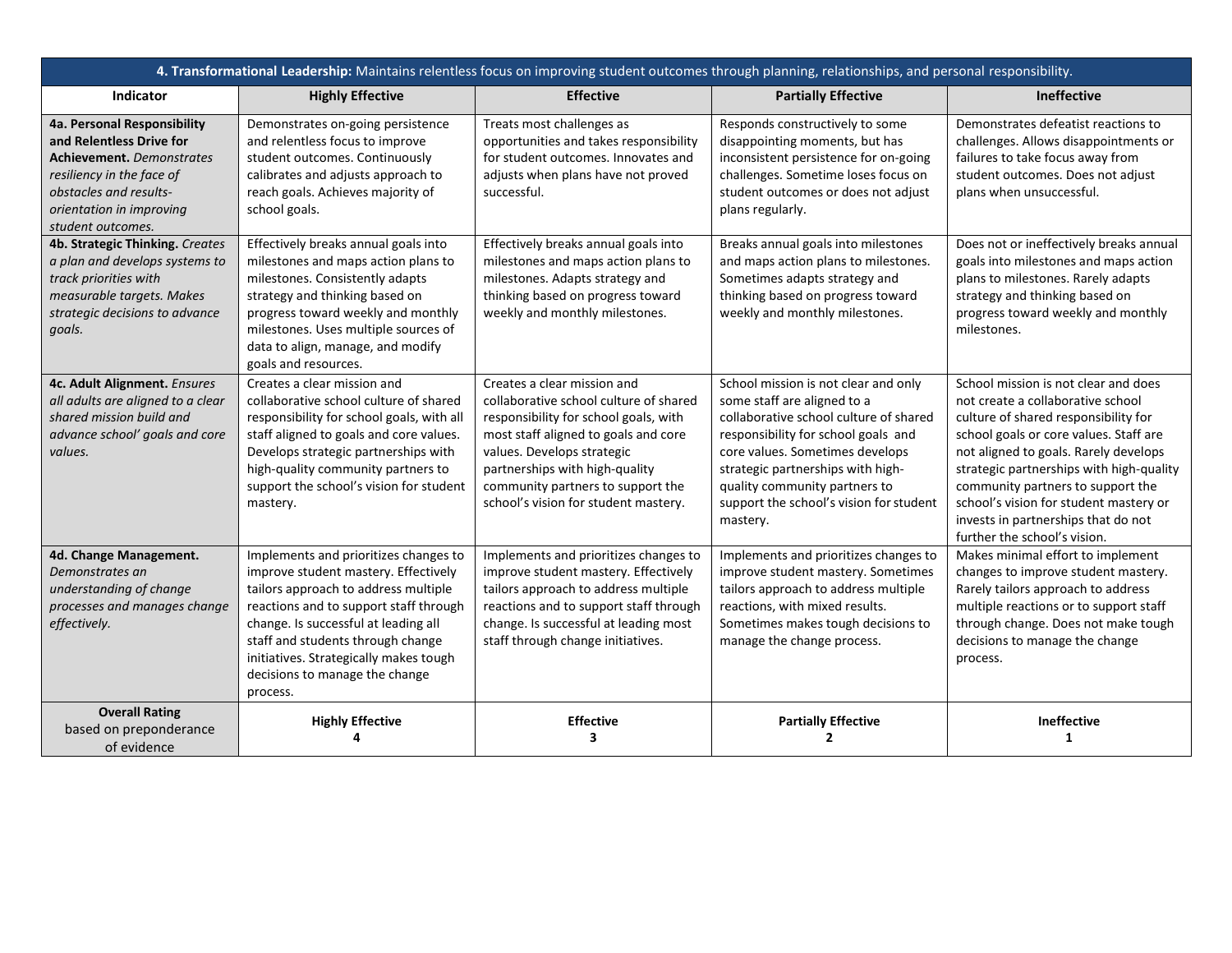| **4. Transformational Leadership:** Maintains relentless focus on improving student outcomes through planning, relationships, and personal responsibility. | | | | |
|---|---|---|---|---|
| **Indicator** | **Highly Effective** | **Effective** | **Partially Effective** | **Ineffective** |
| **4a. Personal Responsibility and Relentless Drive for Achievement.** *Demonstrates resiliency in the face of obstacles and results-orientation in improving student outcomes.* | Demonstrates on-going persistence and relentless focus to improve student outcomes. Continuously calibrates and adjusts approach to reach goals. Achieves majority of school goals. | Treats most challenges as opportunities and takes responsibility for student outcomes. Innovates and adjusts when plans have not proved successful. | Responds constructively to some disappointing moments, but has inconsistent persistence for on-going challenges. Sometime loses focus on student outcomes or does not adjust plans regularly. | Demonstrates defeatist reactions to challenges. Allows disappointments or failures to take focus away from student outcomes. Does not adjust plans when unsuccessful. |
| **4b. Strategic Thinking.** *Creates a plan and develops systems to track priorities with measurable targets. Makes strategic decisions to advance goals.* | Effectively breaks annual goals into milestones and maps action plans to milestones. Consistently adapts strategy and thinking based on progress toward weekly and monthly milestones. Uses multiple sources of data to align, manage, and modify goals and resources. | Effectively breaks annual goals into milestones and maps action plans to milestones. Adapts strategy and thinking based on progress toward weekly and monthly milestones. | Breaks annual goals into milestones and maps action plans to milestones. Sometimes adapts strategy and thinking based on progress toward weekly and monthly milestones. | Does not or ineffectively breaks annual goals into milestones and maps action plans to milestones. Rarely adapts strategy and thinking based on progress toward weekly and monthly milestones. |
| **4c. Adult Alignment.** *Ensures all adults are aligned to a clear shared mission build and advance school' goals and core values.* | Creates a clear mission and collaborative school culture of shared responsibility for school goals, with all staff aligned to goals and core values. Develops strategic partnerships with high-quality community partners to support the school's vision for student mastery. | Creates a clear mission and collaborative school culture of shared responsibility for school goals, with most staff aligned to goals and core values. Develops strategic partnerships with high-quality community partners to support the school's vision for student mastery. | School mission is not clear and only some staff are aligned to a collaborative school culture of shared responsibility for school goals and core values. Sometimes develops strategic partnerships with high-quality community partners to support the school's vision for student mastery. | School mission is not clear and does not create a collaborative school culture of shared responsibility for school goals or core values. Staff are not aligned to goals. Rarely develops strategic partnerships with high-quality community partners to support the school's vision for student mastery or invests in partnerships that do not further the school's vision. |
| **4d. Change Management.** *Demonstrates an understanding of change processes and manages change effectively.* | Implements and prioritizes changes to improve student mastery. Effectively tailors approach to address multiple reactions and to support staff through change. Is successful at leading all staff and students through change initiatives. Strategically makes tough decisions to manage the change process. | Implements and prioritizes changes to improve student mastery. Effectively tailors approach to address multiple reactions and to support staff through change. Is successful at leading most staff through change initiatives. | Implements and prioritizes changes to improve student mastery. Sometimes tailors approach to address multiple reactions, with mixed results. Sometimes makes tough decisions to manage the change process. | Makes minimal effort to implement changes to improve student mastery. Rarely tailors approach to address multiple reactions or to support staff through change. Does not make tough decisions to manage the change process. |
| **Overall Rating** based on preponderance of evidence | **Highly Effective 4** | **Effective 3** | **Partially Effective 2** | **Ineffective 1** |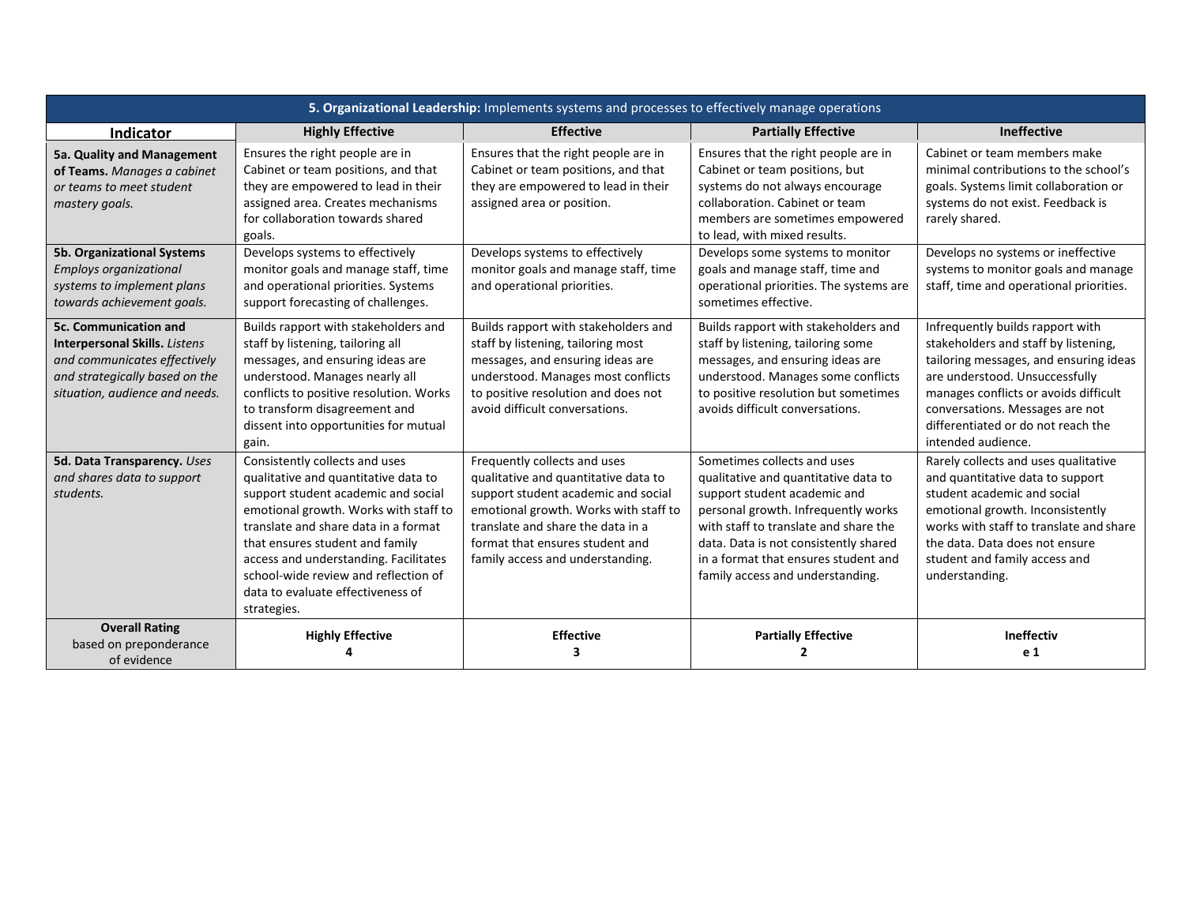| **5. Organizational Leadership:** Implements systems and processes to effectively manage operations | | | | |
|---|---|---|---|---|
| **Indicator** | **Highly Effective** | **Effective** | **Partially Effective** | **Ineffective** |
| **5a. Quality and Management of Teams.** *Manages a cabinet or teams to meet student mastery goals.* | Ensures the right people are in Cabinet or team positions, and that they are empowered to lead in their assigned area. Creates mechanisms for collaboration towards shared goals. | Ensures that the right people are in Cabinet or team positions, and that they are empowered to lead in their assigned area or position. | Ensures that the right people are in Cabinet or team positions, but systems do not always encourage collaboration. Cabinet or team members are sometimes empowered to lead, with mixed results. | Cabinet or team members make minimal contributions to the school's goals. Systems limit collaboration or systems do not exist. Feedback is rarely shared. |
| **5b. Organizational Systems** *Employs organizational systems to implement plans towards achievement goals.* | Develops systems to effectively monitor goals and manage staff, time and operational priorities. Systems support forecasting of challenges. | Develops systems to effectively monitor goals and manage staff, time and operational priorities. | Develops some systems to monitor goals and manage staff, time and operational priorities. The systems are sometimes effective. | Develops no systems or ineffective systems to monitor goals and manage staff, time and operational priorities. |
| **5c. Communication and Interpersonal Skills.** *Listens and communicates effectively and strategically based on the situation, audience and needs.* | Builds rapport with stakeholders and staff by listening, tailoring all messages, and ensuring ideas are understood. Manages nearly all conflicts to positive resolution. Works to transform disagreement and dissent into opportunities for mutual gain. | Builds rapport with stakeholders and staff by listening, tailoring most messages, and ensuring ideas are understood. Manages most conflicts to positive resolution and does not avoid difficult conversations. | Builds rapport with stakeholders and staff by listening, tailoring some messages, and ensuring ideas are understood. Manages some conflicts to positive resolution but sometimes avoids difficult conversations. | Infrequently builds rapport with stakeholders and staff by listening, tailoring messages, and ensuring ideas are understood. Unsuccessfully manages conflicts or avoids difficult conversations. Messages are not differentiated or do not reach the intended audience. |
| **5d. Data Transparency.** *Uses and shares data to support students.* | Consistently collects and uses qualitative and quantitative data to support student academic and social emotional growth. Works with staff to translate and share data in a format that ensures student and family access and understanding. Facilitates school-wide review and reflection of data to evaluate effectiveness of strategies. | Frequently collects and uses qualitative and quantitative data to support student academic and social emotional growth. Works with staff to translate and share the data in a format that ensures student and family access and understanding. | Sometimes collects and uses qualitative and quantitative data to support student academic and personal growth. Infrequently works with staff to translate and share the data. Data is not consistently shared in a format that ensures student and family access and understanding. | Rarely collects and uses qualitative and quantitative data to support student academic and social emotional growth. Inconsistently works with staff to translate and share the data. Data does not ensure student and family access and understanding. |
| **Overall Rating** based on preponderance of evidence | **Highly Effective 4** | **Effective 3** | **Partially Effective 2** | **Ineffectiv e 1** |